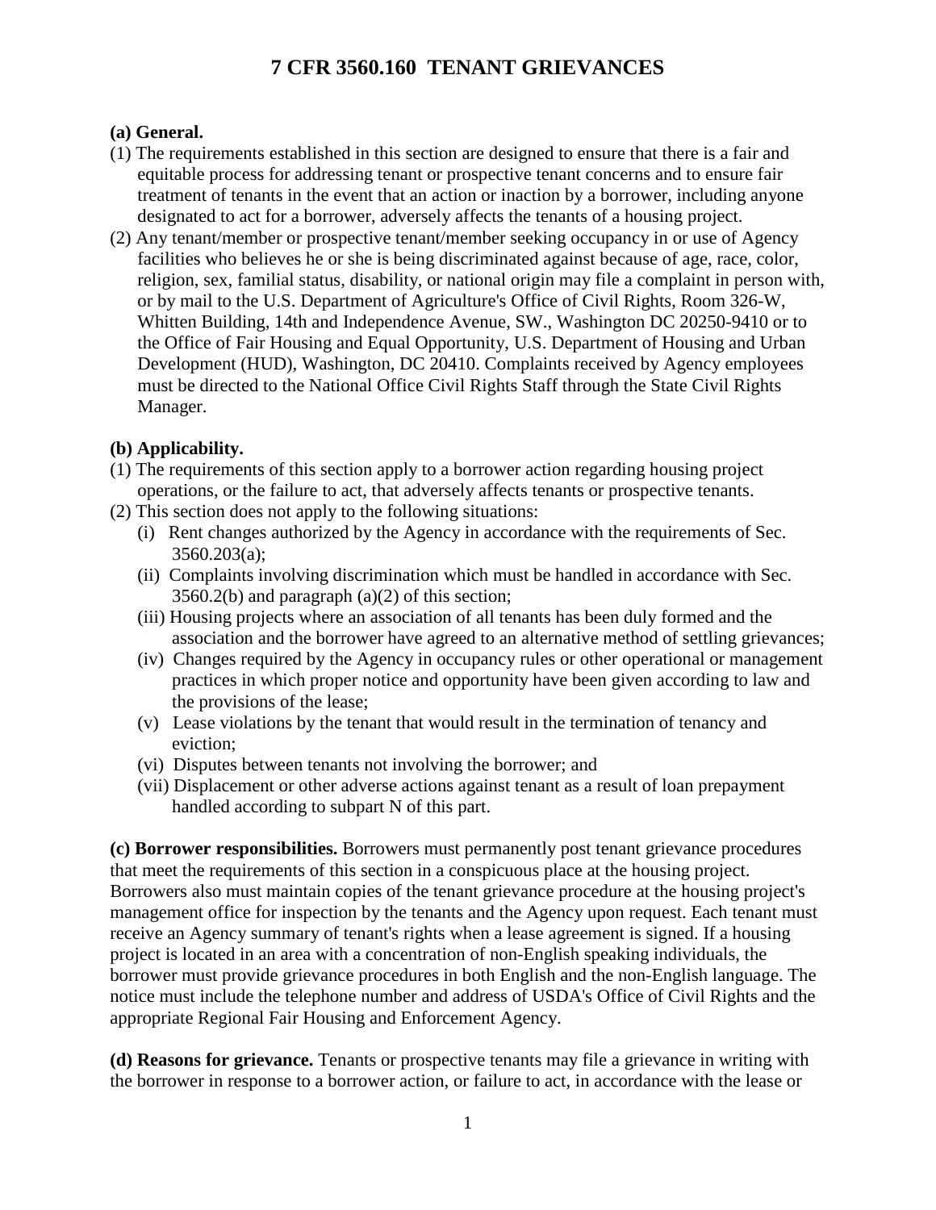# 7 CFR 3560.160 TENANT GRIEVANCES

**(a) General.**

(1) The requirements established in this section are designed to ensure that there is a fair and equitable process for addressing tenant or prospective tenant concerns and to ensure fair treatment of tenants in the event that an action or inaction by a borrower, including anyone designated to act for a borrower, adversely affects the tenants of a housing project.

(2) Any tenant/member or prospective tenant/member seeking occupancy in or use of Agency facilities who believes he or she is being discriminated against because of age, race, color, religion, sex, familial status, disability, or national origin may file a complaint in person with, or by mail to the U.S. Department of Agriculture's Office of Civil Rights, Room 326-W, Whitten Building, 14th and Independence Avenue, SW., Washington DC 20250-9410 or to the Office of Fair Housing and Equal Opportunity, U.S. Department of Housing and Urban Development (HUD), Washington, DC 20410. Complaints received by Agency employees must be directed to the National Office Civil Rights Staff through the State Civil Rights Manager.

**(b) Applicability.**

(1) The requirements of this section apply to a borrower action regarding housing project operations, or the failure to act, that adversely affects tenants or prospective tenants.

(2) This section does not apply to the following situations:

(i) Rent changes authorized by the Agency in accordance with the requirements of Sec. 3560.203(a);

(ii) Complaints involving discrimination which must be handled in accordance with Sec. 3560.2(b) and paragraph (a)(2) of this section;

(iii) Housing projects where an association of all tenants has been duly formed and the association and the borrower have agreed to an alternative method of settling grievances;

(iv) Changes required by the Agency in occupancy rules or other operational or management practices in which proper notice and opportunity have been given according to law and the provisions of the lease;

(v) Lease violations by the tenant that would result in the termination of tenancy and eviction;

(vi) Disputes between tenants not involving the borrower; and

(vii) Displacement or other adverse actions against tenant as a result of loan prepayment handled according to subpart N of this part.

**(c) Borrower responsibilities.** Borrowers must permanently post tenant grievance procedures that meet the requirements of this section in a conspicuous place at the housing project. Borrowers also must maintain copies of the tenant grievance procedure at the housing project's management office for inspection by the tenants and the Agency upon request. Each tenant must receive an Agency summary of tenant's rights when a lease agreement is signed. If a housing project is located in an area with a concentration of non-English speaking individuals, the borrower must provide grievance procedures in both English and the non-English language. The notice must include the telephone number and address of USDA's Office of Civil Rights and the appropriate Regional Fair Housing and Enforcement Agency.

**(d) Reasons for grievance.** Tenants or prospective tenants may file a grievance in writing with the borrower in response to a borrower action, or failure to act, in accordance with the lease or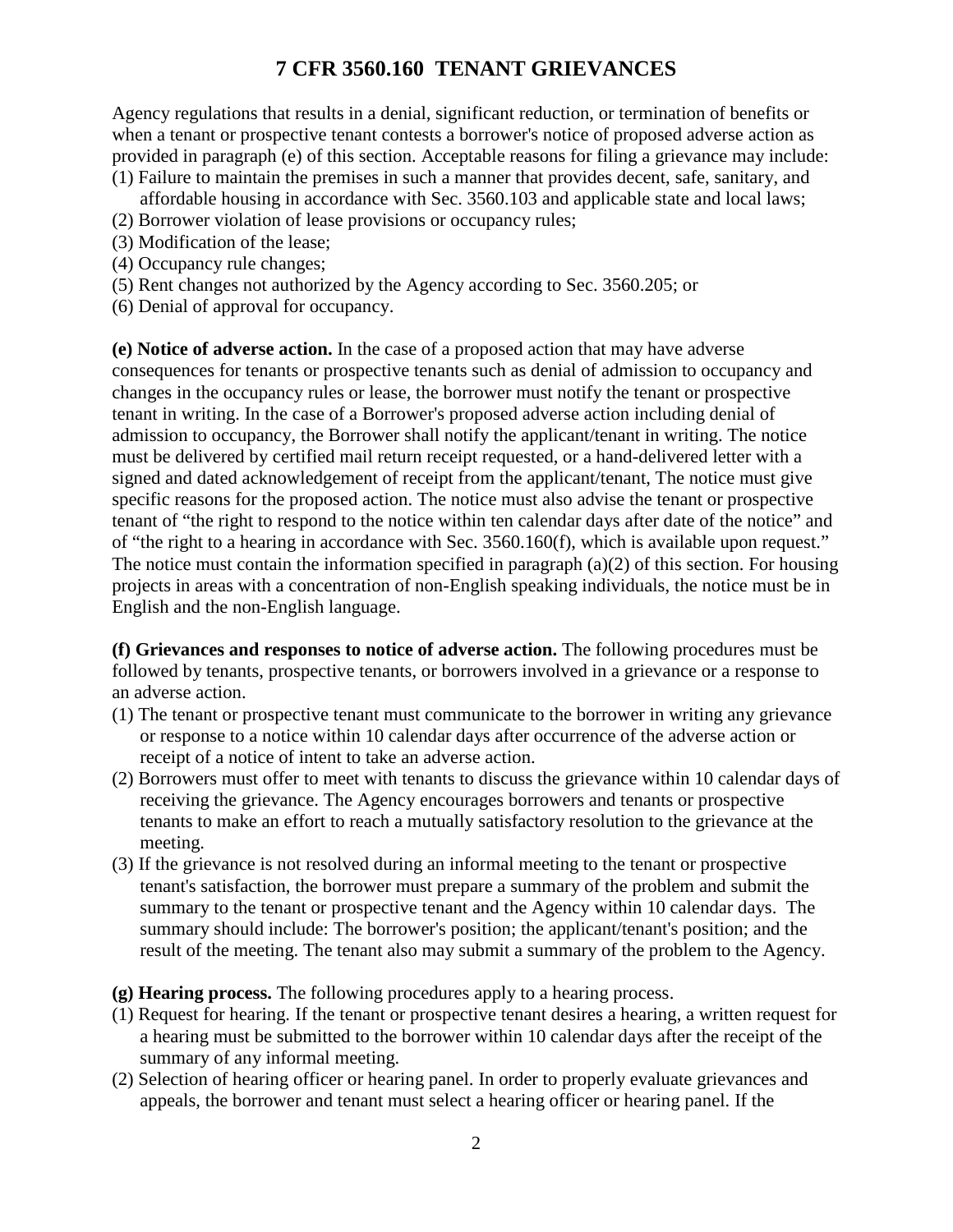# 7 CFR 3560.160 TENANT GRIEVANCES

Agency regulations that results in a denial, significant reduction, or termination of benefits or when a tenant or prospective tenant contests a borrower's notice of proposed adverse action as provided in paragraph (e) of this section. Acceptable reasons for filing a grievance may include:

(1) Failure to maintain the premises in such a manner that provides decent, safe, sanitary, and affordable housing in accordance with Sec. 3560.103 and applicable state and local laws;
(2) Borrower violation of lease provisions or occupancy rules;
(3) Modification of the lease;
(4) Occupancy rule changes;
(5) Rent changes not authorized by the Agency according to Sec. 3560.205; or
(6) Denial of approval for occupancy.

**(e) Notice of adverse action.** In the case of a proposed action that may have adverse consequences for tenants or prospective tenants such as denial of admission to occupancy and changes in the occupancy rules or lease, the borrower must notify the tenant or prospective tenant in writing. In the case of a Borrower's proposed adverse action including denial of admission to occupancy, the Borrower shall notify the applicant/tenant in writing. The notice must be delivered by certified mail return receipt requested, or a hand-delivered letter with a signed and dated acknowledgement of receipt from the applicant/tenant, The notice must give specific reasons for the proposed action. The notice must also advise the tenant or prospective tenant of "the right to respond to the notice within ten calendar days after date of the notice" and of "the right to a hearing in accordance with Sec. 3560.160(f), which is available upon request." The notice must contain the information specified in paragraph (a)(2) of this section. For housing projects in areas with a concentration of non-English speaking individuals, the notice must be in English and the non-English language.

**(f) Grievances and responses to notice of adverse action.** The following procedures must be followed by tenants, prospective tenants, or borrowers involved in a grievance or a response to an adverse action.

(1) The tenant or prospective tenant must communicate to the borrower in writing any grievance or response to a notice within 10 calendar days after occurrence of the adverse action or receipt of a notice of intent to take an adverse action.
(2) Borrowers must offer to meet with tenants to discuss the grievance within 10 calendar days of receiving the grievance. The Agency encourages borrowers and tenants or prospective tenants to make an effort to reach a mutually satisfactory resolution to the grievance at the meeting.
(3) If the grievance is not resolved during an informal meeting to the tenant or prospective tenant's satisfaction, the borrower must prepare a summary of the problem and submit the summary to the tenant or prospective tenant and the Agency within 10 calendar days. The summary should include: The borrower's position; the applicant/tenant's position; and the result of the meeting. The tenant also may submit a summary of the problem to the Agency.

**(g) Hearing process.** The following procedures apply to a hearing process.

(1) Request for hearing. If the tenant or prospective tenant desires a hearing, a written request for a hearing must be submitted to the borrower within 10 calendar days after the receipt of the summary of any informal meeting.
(2) Selection of hearing officer or hearing panel. In order to properly evaluate grievances and appeals, the borrower and tenant must select a hearing officer or hearing panel. If the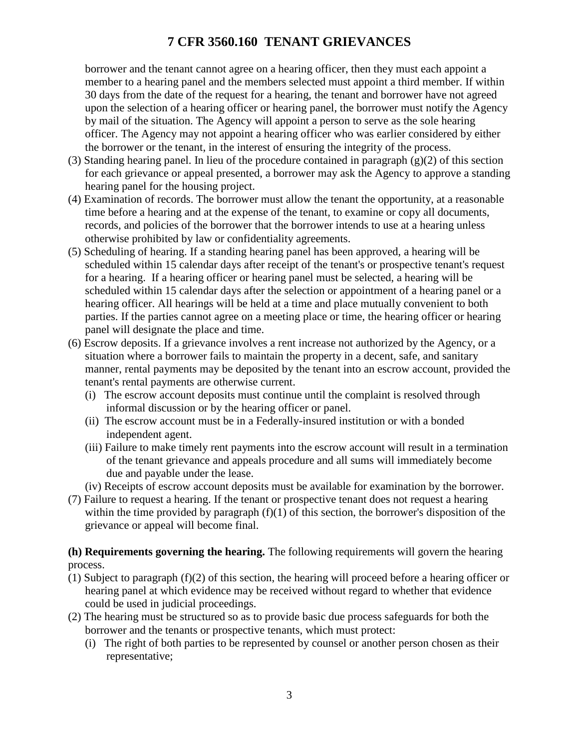borrower and the tenant cannot agree on a hearing officer, then they must each appoint a member to a hearing panel and the members selected must appoint a third member. If within 30 days from the date of the request for a hearing, the tenant and borrower have not agreed upon the selection of a hearing officer or hearing panel, the borrower must notify the Agency by mail of the situation. The Agency will appoint a person to serve as the sole hearing officer. The Agency may not appoint a hearing officer who was earlier considered by either the borrower or the tenant, in the interest of ensuring the integrity of the process.

(3) Standing hearing panel. In lieu of the procedure contained in paragraph (g)(2) of this section for each grievance or appeal presented, a borrower may ask the Agency to approve a standing hearing panel for the housing project.

(4) Examination of records. The borrower must allow the tenant the opportunity, at a reasonable time before a hearing and at the expense of the tenant, to examine or copy all documents, records, and policies of the borrower that the borrower intends to use at a hearing unless otherwise prohibited by law or confidentiality agreements.

(5) Scheduling of hearing. If a standing hearing panel has been approved, a hearing will be scheduled within 15 calendar days after receipt of the tenant's or prospective tenant's request for a hearing. If a hearing officer or hearing panel must be selected, a hearing will be scheduled within 15 calendar days after the selection or appointment of a hearing panel or a hearing officer. All hearings will be held at a time and place mutually convenient to both parties. If the parties cannot agree on a meeting place or time, the hearing officer or hearing panel will designate the place and time.

(6) Escrow deposits. If a grievance involves a rent increase not authorized by the Agency, or a situation where a borrower fails to maintain the property in a decent, safe, and sanitary manner, rental payments may be deposited by the tenant into an escrow account, provided the tenant's rental payments are otherwise current.

- (i) The escrow account deposits must continue until the complaint is resolved through informal discussion or by the hearing officer or panel.
- (ii) The escrow account must be in a Federally-insured institution or with a bonded independent agent.
- (iii) Failure to make timely rent payments into the escrow account will result in a termination of the tenant grievance and appeals procedure and all sums will immediately become due and payable under the lease.
- (iv) Receipts of escrow account deposits must be available for examination by the borrower.

(7) Failure to request a hearing. If the tenant or prospective tenant does not request a hearing within the time provided by paragraph (f)(1) of this section, the borrower's disposition of the grievance or appeal will become final.

**(h) Requirements governing the hearing.** The following requirements will govern the hearing process.

(1) Subject to paragraph (f)(2) of this section, the hearing will proceed before a hearing officer or hearing panel at which evidence may be received without regard to whether that evidence could be used in judicial proceedings.

(2) The hearing must be structured so as to provide basic due process safeguards for both the borrower and the tenants or prospective tenants, which must protect:

- (i) The right of both parties to be represented by counsel or another person chosen as their representative;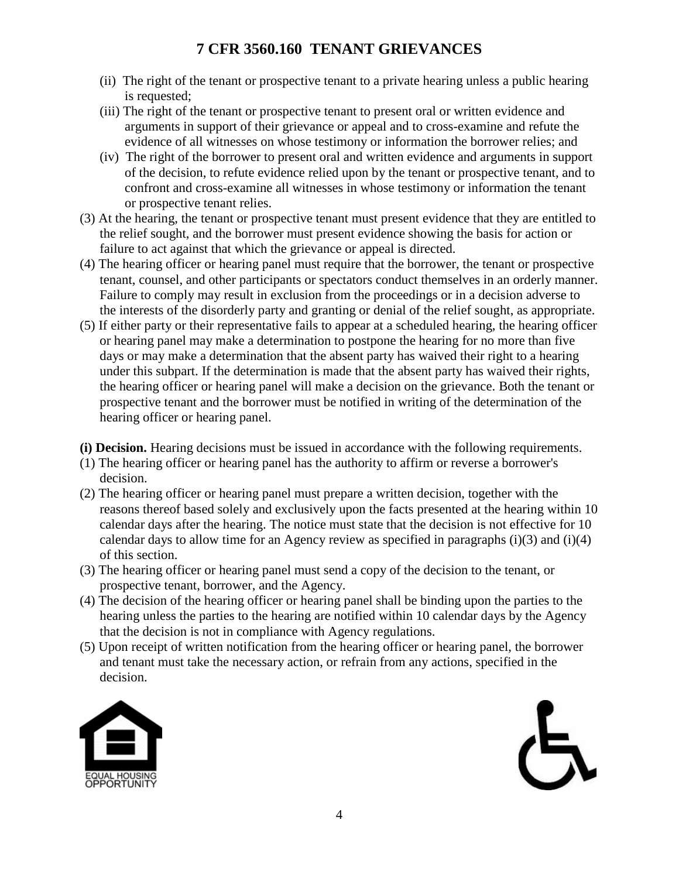# 7 CFR 3560.160 TENANT GRIEVANCES

(ii) The right of the tenant or prospective tenant to a private hearing unless a public hearing is requested;

(iii) The right of the tenant or prospective tenant to present oral or written evidence and arguments in support of their grievance or appeal and to cross-examine and refute the evidence of all witnesses on whose testimony or information the borrower relies; and

(iv) The right of the borrower to present oral and written evidence and arguments in support of the decision, to refute evidence relied upon by the tenant or prospective tenant, and to confront and cross-examine all witnesses in whose testimony or information the tenant or prospective tenant relies.

(3) At the hearing, the tenant or prospective tenant must present evidence that they are entitled to the relief sought, and the borrower must present evidence showing the basis for action or failure to act against that which the grievance or appeal is directed.

(4) The hearing officer or hearing panel must require that the borrower, the tenant or prospective tenant, counsel, and other participants or spectators conduct themselves in an orderly manner. Failure to comply may result in exclusion from the proceedings or in a decision adverse to the interests of the disorderly party and granting or denial of the relief sought, as appropriate.

(5) If either party or their representative fails to appear at a scheduled hearing, the hearing officer or hearing panel may make a determination to postpone the hearing for no more than five days or may make a determination that the absent party has waived their right to a hearing under this subpart. If the determination is made that the absent party has waived their rights, the hearing officer or hearing panel will make a decision on the grievance. Both the tenant or prospective tenant and the borrower must be notified in writing of the determination of the hearing officer or hearing panel.

**(i) Decision.** Hearing decisions must be issued in accordance with the following requirements.

(1) The hearing officer or hearing panel has the authority to affirm or reverse a borrower's decision.

(2) The hearing officer or hearing panel must prepare a written decision, together with the reasons thereof based solely and exclusively upon the facts presented at the hearing within 10 calendar days after the hearing. The notice must state that the decision is not effective for 10 calendar days to allow time for an Agency review as specified in paragraphs (i)(3) and (i)(4) of this section.

(3) The hearing officer or hearing panel must send a copy of the decision to the tenant, or prospective tenant, borrower, and the Agency.

(4) The decision of the hearing officer or hearing panel shall be binding upon the parties to the hearing unless the parties to the hearing are notified within 10 calendar days by the Agency that the decision is not in compliance with Agency regulations.

(5) Upon receipt of written notification from the hearing officer or hearing panel, the borrower and tenant must take the necessary action, or refrain from any actions, specified in the decision.

EQUAL HOUSING OPPORTUNITY